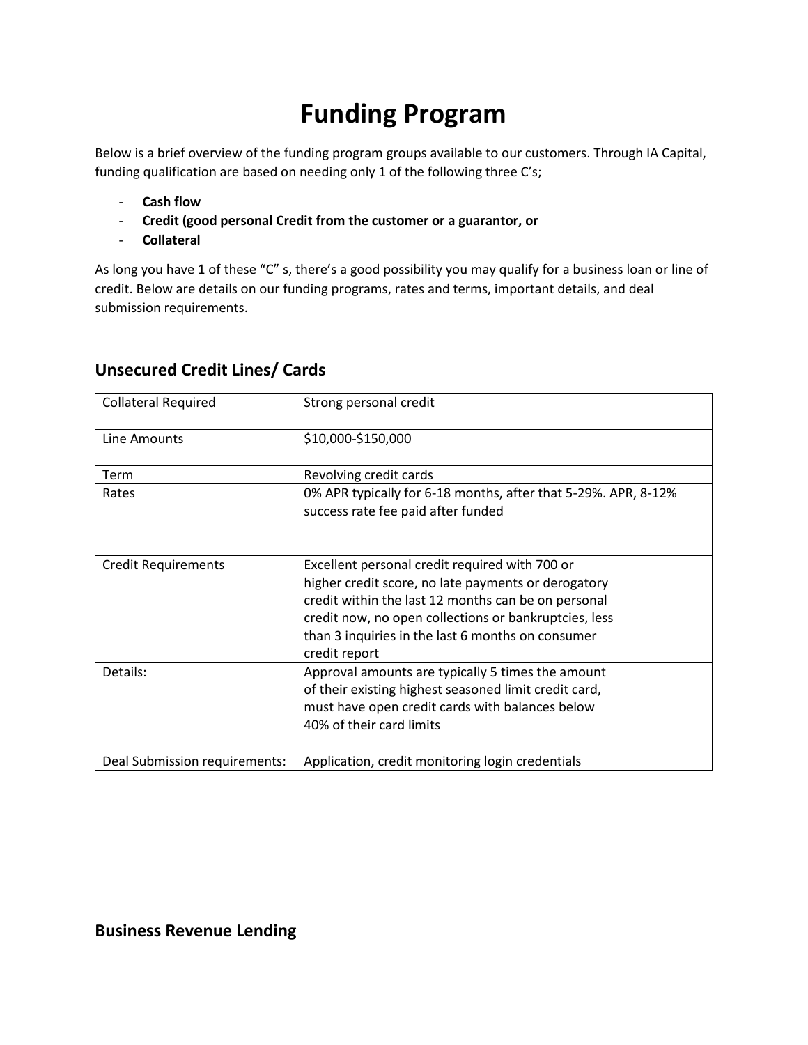# Funding Program

Below is a brief overview of the funding program groups available to our customers. Through IA Capital, funding qualification are based on needing only 1 of the following three C's;

- **Cash flow**
- **Credit (good personal Credit from the customer or a guarantor, or**
- **Collateral**

As long you have 1 of these "C" s, there's a good possibility you may qualify for a business loan or line of credit. Below are details on our funding programs, rates and terms, important details, and deal submission requirements.

## Unsecured Credit Lines/ Cards

| Collateral Required | Strong personal credit |
|---|---|
| Line Amounts | $10,000-$150,000 |
| Term | Revolving credit cards |
| Rates | 0% APR typically for 6-18 months, after that 5-29%. APR, 8-12% success rate fee paid after funded |
| Credit Requirements | Excellent personal credit required with 700 or higher credit score, no late payments or derogatory credit within the last 12 months can be on personal credit now, no open collections or bankruptcies, less than 3 inquiries in the last 6 months on consumer credit report |
| Details: | Approval amounts are typically 5 times the amount of their existing highest seasoned limit credit card, must have open credit cards with balances below 40% of their card limits |
| Deal Submission requirements: | Application, credit monitoring login credentials |

## Business Revenue Lending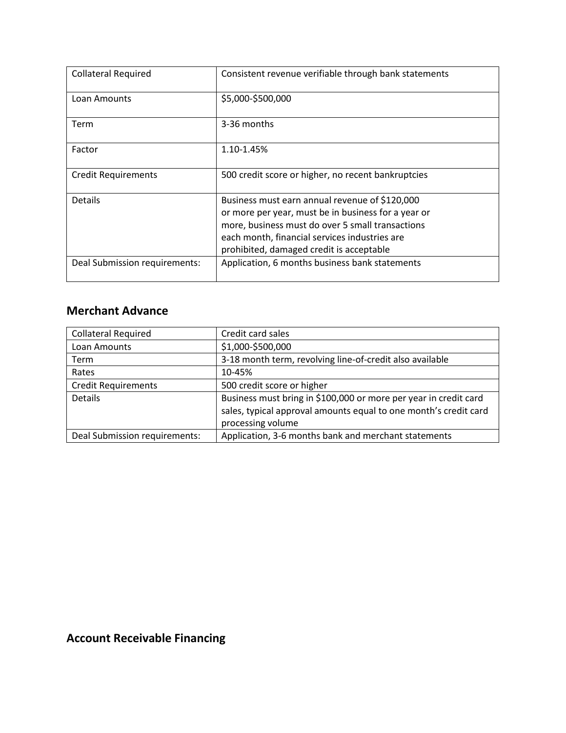| Collateral Required | Consistent revenue verifiable through bank statements |
|---|---|
| Loan Amounts | $5,000-$500,000 |
| Term | 3-36 months |
| Factor | 1.10-1.45% |
| Credit Requirements | 500 credit score or higher, no recent bankruptcies |
| Details | Business must earn annual revenue of $120,000 or more per year, must be in business for a year or more, business must do over 5 small transactions each month, financial services industries are prohibited, damaged credit is acceptable |
| Deal Submission requirements: | Application, 6 months business bank statements |

## Merchant Advance

| Collateral Required | Credit card sales |
|---|---|
| Loan Amounts | $1,000-$500,000 |
| Term | 3-18 month term, revolving line-of-credit also available |
| Rates | 10-45% |
| Credit Requirements | 500 credit score or higher |
| Details | Business must bring in $100,000 or more per year in credit card sales, typical approval amounts equal to one month's credit card processing volume |
| Deal Submission requirements: | Application, 3-6 months bank and merchant statements |

## Account Receivable Financing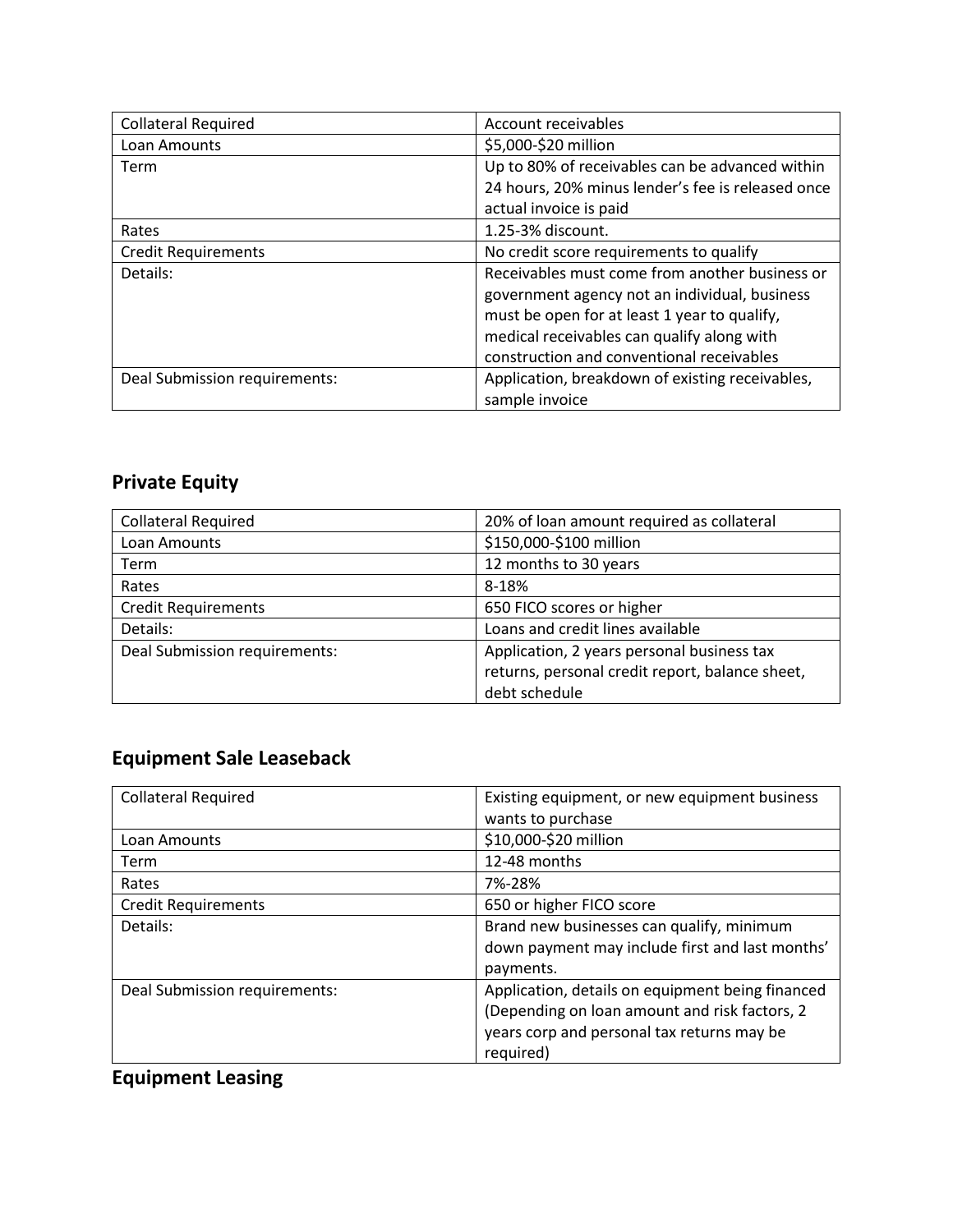| Collateral Required | Account receivables |
| --- | --- |
| Loan Amounts | $5,000-$20 million |
| Term | Up to 80% of receivables can be advanced within 24 hours, 20% minus lender's fee is released once actual invoice is paid |
| Rates | 1.25-3% discount. |
| Credit Requirements | No credit score requirements to qualify |
| Details: | Receivables must come from another business or government agency not an individual, business must be open for at least 1 year to qualify, medical receivables can qualify along with construction and conventional receivables |
| Deal Submission requirements: | Application, breakdown of existing receivables, sample invoice |

## Private Equity

| Collateral Required | 20% of loan amount required as collateral |
| --- | --- |
| Loan Amounts | $150,000-$100 million |
| Term | 12 months to 30 years |
| Rates | 8-18% |
| Credit Requirements | 650 FICO scores or higher |
| Details: | Loans and credit lines available |
| Deal Submission requirements: | Application, 2 years personal business tax returns, personal credit report, balance sheet, debt schedule |

## Equipment Sale Leaseback

| Collateral Required | Existing equipment, or new equipment business wants to purchase |
| --- | --- |
| Loan Amounts | $10,000-$20 million |
| Term | 12-48 months |
| Rates | 7%-28% |
| Credit Requirements | 650 or higher FICO score |
| Details: | Brand new businesses can qualify, minimum down payment may include first and last months' payments. |
| Deal Submission requirements: | Application, details on equipment being financed (Depending on loan amount and risk factors, 2 years corp and personal tax returns may be required) |

## Equipment Leasing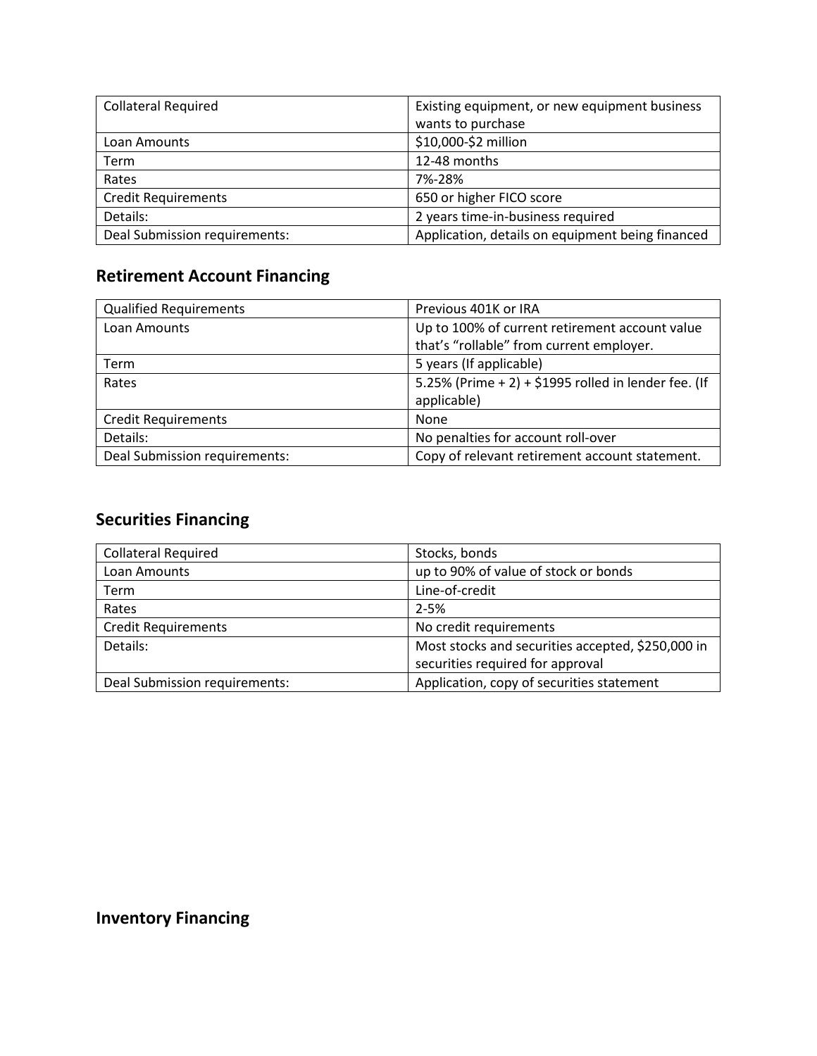| Collateral Required | Existing equipment, or new equipment business wants to purchase |
|---|---|
| Loan Amounts | $10,000-$2 million |
| Term | 12-48 months |
| Rates | 7%-28% |
| Credit Requirements | 650 or higher FICO score |
| Details: | 2 years time-in-business required |
| Deal Submission requirements: | Application, details on equipment being financed |

## Retirement Account Financing

| Qualified Requirements | Previous 401K or IRA |
|---|---|
| Loan Amounts | Up to 100% of current retirement account value that's "rollable" from current employer. |
| Term | 5 years (If applicable) |
| Rates | 5.25% (Prime + 2) + $1995 rolled in lender fee. (If applicable) |
| Credit Requirements | None |
| Details: | No penalties for account roll-over |
| Deal Submission requirements: | Copy of relevant retirement account statement. |

## Securities Financing

| Collateral Required | Stocks, bonds |
|---|---|
| Loan Amounts | up to 90% of value of stock or bonds |
| Term | Line-of-credit |
| Rates | 2-5% |
| Credit Requirements | No credit requirements |
| Details: | Most stocks and securities accepted, $250,000 in securities required for approval |
| Deal Submission requirements: | Application, copy of securities statement |

## Inventory Financing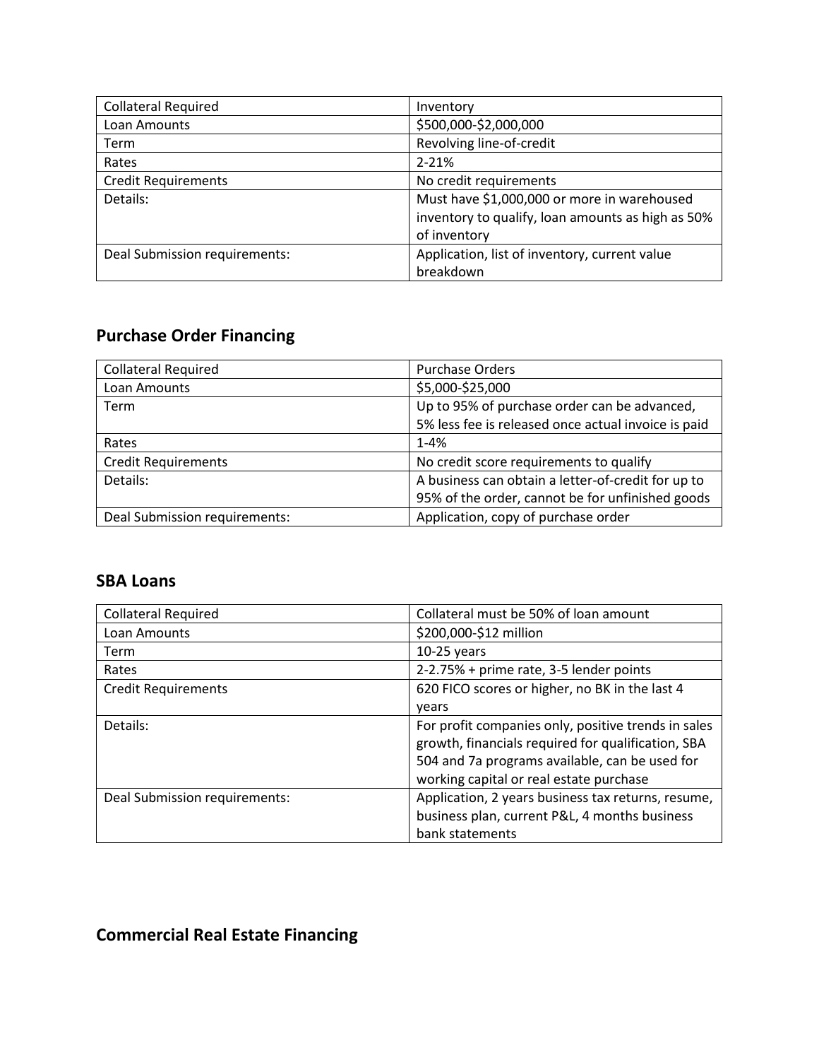| Collateral Required | Inventory |
| --- | --- |
| Loan Amounts | $500,000-$2,000,000 |
| Term | Revolving line-of-credit |
| Rates | 2-21% |
| Credit Requirements | No credit requirements |
| Details: | Must have $1,000,000 or more in warehoused inventory to qualify, loan amounts as high as 50% of inventory |
| Deal Submission requirements: | Application, list of inventory, current value breakdown |

## Purchase Order Financing

| Collateral Required | Purchase Orders |
| --- | --- |
| Loan Amounts | $5,000-$25,000 |
| Term | Up to 95% of purchase order can be advanced, 5% less fee is released once actual invoice is paid |
| Rates | 1-4% |
| Credit Requirements | No credit score requirements to qualify |
| Details: | A business can obtain a letter-of-credit for up to 95% of the order, cannot be for unfinished goods |
| Deal Submission requirements: | Application, copy of purchase order |

## SBA Loans

| Collateral Required | Collateral must be 50% of loan amount |
| --- | --- |
| Loan Amounts | $200,000-$12 million |
| Term | 10-25 years |
| Rates | 2-2.75% + prime rate, 3-5 lender points |
| Credit Requirements | 620 FICO scores or higher, no BK in the last 4 years |
| Details: | For profit companies only, positive trends in sales growth, financials required for qualification, SBA 504 and 7a programs available, can be used for working capital or real estate purchase |
| Deal Submission requirements: | Application, 2 years business tax returns, resume, business plan, current P&L, 4 months business bank statements |

## Commercial Real Estate Financing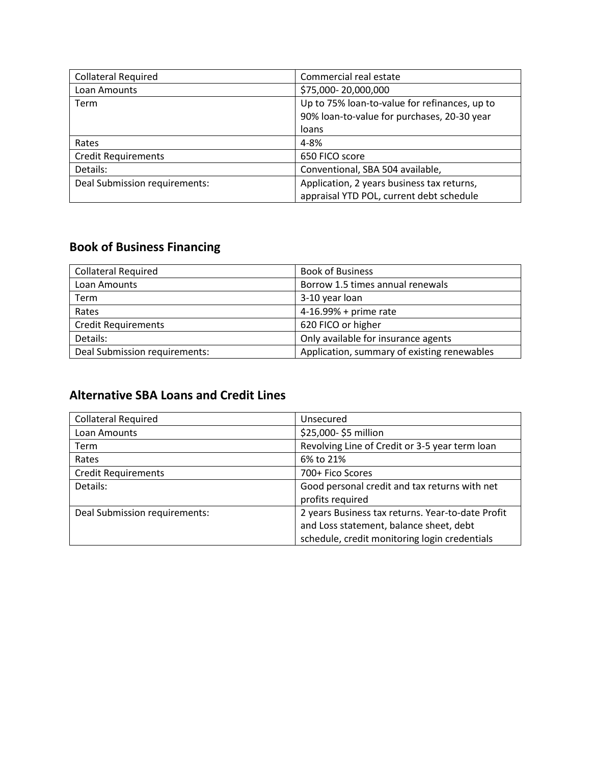| | |
|---|---|
| Collateral Required | Commercial real estate |
| Loan Amounts | $75,000- 20,000,000 |
| Term | Up to 75% loan-to-value for refinances, up to 90% loan-to-value for purchases, 20-30 year loans |
| Rates | 4-8% |
| Credit Requirements | 650 FICO score |
| Details: | Conventional, SBA 504 available, |
| Deal Submission requirements: | Application, 2 years business tax returns, appraisal YTD POL, current debt schedule |

## Book of Business Financing

| | |
|---|---|
| Collateral Required | Book of Business |
| Loan Amounts | Borrow 1.5 times annual renewals |
| Term | 3-10 year loan |
| Rates | 4-16.99% + prime rate |
| Credit Requirements | 620 FICO or higher |
| Details: | Only available for insurance agents |
| Deal Submission requirements: | Application, summary of existing renewables |

## Alternative SBA Loans and Credit Lines

| | |
|---|---|
| Collateral Required | Unsecured |
| Loan Amounts | $25,000- $5 million |
| Term | Revolving Line of Credit or 3-5 year term loan |
| Rates | 6% to 21% |
| Credit Requirements | 700+ Fico Scores |
| Details: | Good personal credit and tax returns with net profits required |
| Deal Submission requirements: | 2 years Business tax returns. Year-to-date Profit and Loss statement, balance sheet, debt schedule, credit monitoring login credentials |